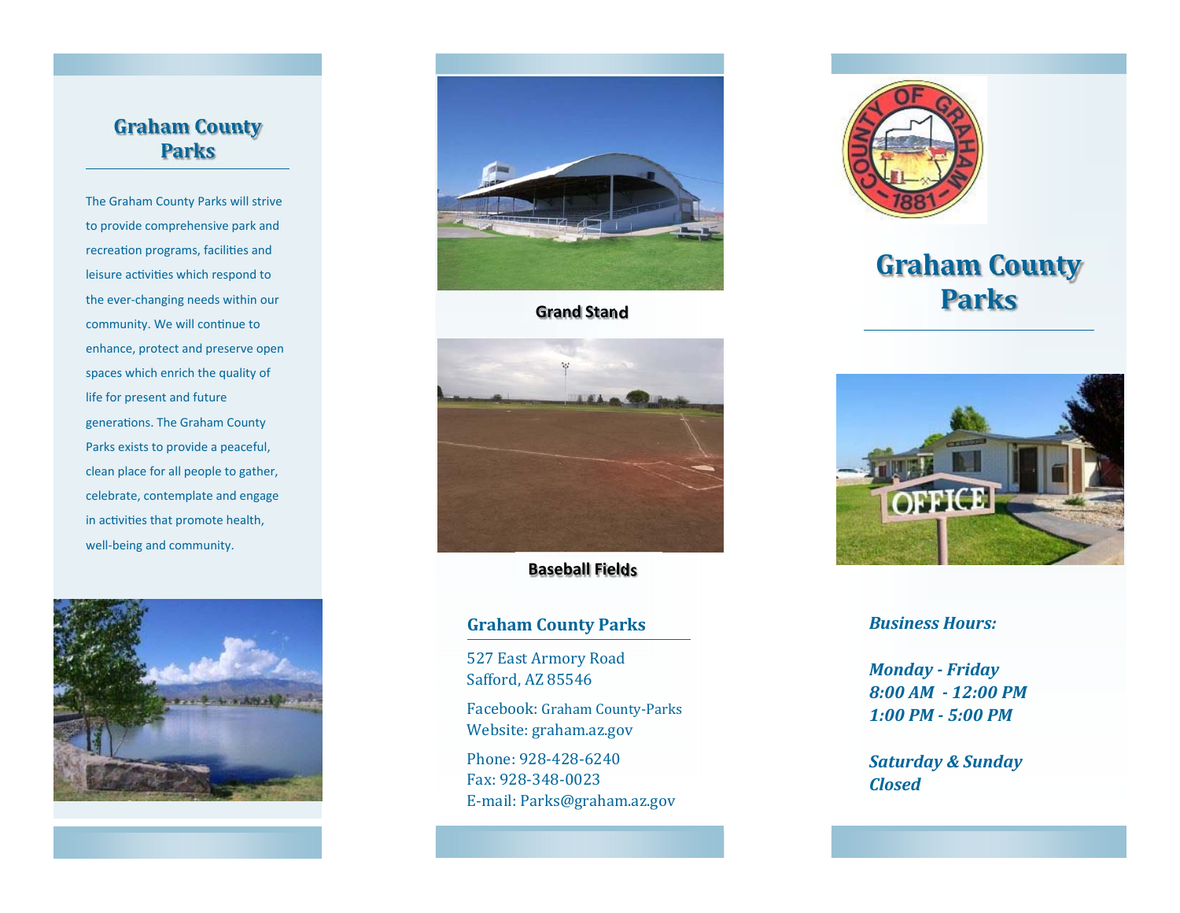## Graham County Parks

The Graham County Parks will strive to provide comprehensive park and recreation programs, facilities and leisure activities which respond to the ever-changing needs within our community. We will continue to enhance, protect and preserve open spaces which enrich the quality of life for present and future generations. The Graham County Parks exists to provide a peaceful, clean place for all people to gather, celebrate, contemplate and engage in activities that promote health, well-being and community.

**Grand Stand**

**Baseball Fields**

### Graham County Parks

527 East Armory Road
Safford, AZ 85546

Facebook: Graham County-Parks
Website: graham.az.gov

Phone: 928-428-6240
Fax: 928-348-0023
E-mail: Parks@graham.az.gov

# Graham County Parks

***Business Hours:***

***Monday - Friday***
***8:00 AM - 12:00 PM***
***1:00 PM - 5:00 PM***

***Saturday & Sunday***
***Closed***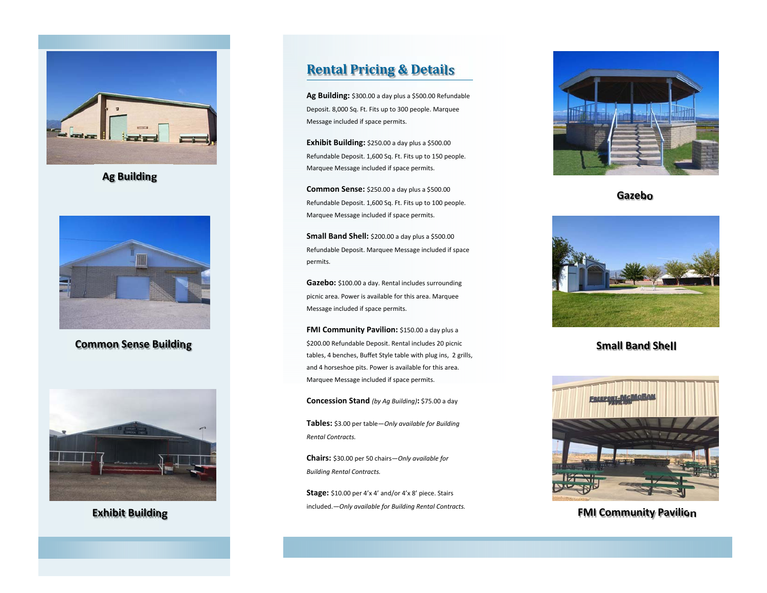Ag Building

Common Sense Building

Exhibit Building

## Rental Pricing & Details

**Ag Building:** $300.00 a day plus a $500.00 Refundable Deposit. 8,000 Sq. Ft. Fits up to 300 people. Marquee Message included if space permits.

**Exhibit Building:** $250.00 a day plus a $500.00 Refundable Deposit. 1,600 Sq. Ft. Fits up to 150 people. Marquee Message included if space permits.

**Common Sense:** $250.00 a day plus a $500.00 Refundable Deposit. 1,600 Sq. Ft. Fits up to 100 people. Marquee Message included if space permits.

**Small Band Shell:** $200.00 a day plus a $500.00 Refundable Deposit. Marquee Message included if space permits.

**Gazebo:** $100.00 a day. Rental includes surrounding picnic area. Power is available for this area. Marquee Message included if space permits.

**FMI Community Pavilion:** $150.00 a day plus a $200.00 Refundable Deposit. Rental includes 20 picnic tables, 4 benches, Buffet Style table with plug ins, 2 grills, and 4 horseshoe pits. Power is available for this area. Marquee Message included if space permits.

**Concession Stand** *(by Ag Building)***:** $75.00 a day

**Tables:** $3.00 per table—*Only available for Building Rental Contracts.*

**Chairs:** $30.00 per 50 chairs—*Only available for Building Rental Contracts.*

**Stage:** $10.00 per 4'x 4' and/or 4'x 8' piece. Stairs included.—*Only available for Building Rental Contracts.*

Gazebo

Small Band Shell

FMI Community Pavilion